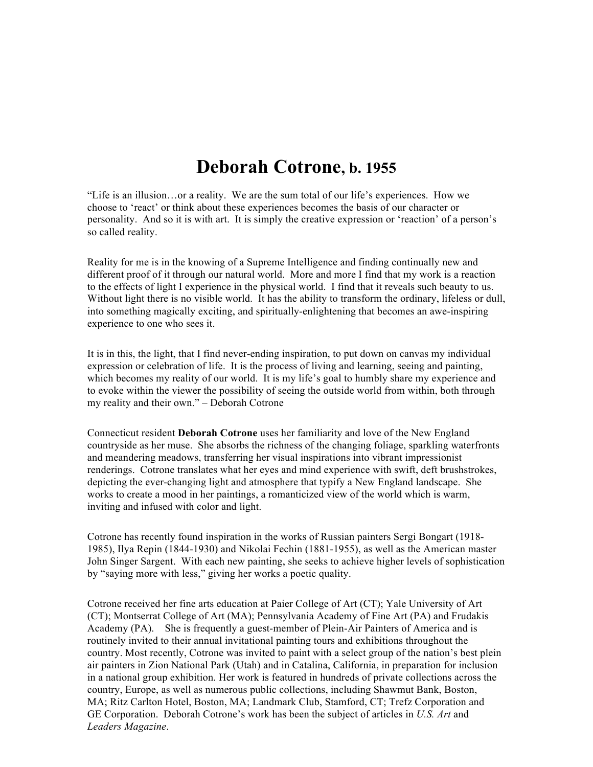# **Deborah Cotrone**, b. 1955

"Life is an illusion…or a reality. We are the sum total of our life's experiences. How we choose to 'react' or think about these experiences becomes the basis of our character or personality. And so it is with art. It is simply the creative expression or 'reaction' of a person's so called reality.

Reality for me is in the knowing of a Supreme Intelligence and finding continually new and different proof of it through our natural world. More and more I find that my work is a reaction to the effects of light I experience in the physical world. I find that it reveals such beauty to us. Without light there is no visible world. It has the ability to transform the ordinary, lifeless or dull, into something magically exciting, and spiritually-enlightening that becomes an awe-inspiring experience to one who sees it.

It is in this, the light, that I find never-ending inspiration, to put down on canvas my individual expression or celebration of life. It is the process of living and learning, seeing and painting, which becomes my reality of our world. It is my life's goal to humbly share my experience and to evoke within the viewer the possibility of seeing the outside world from within, both through my reality and their own." – Deborah Cotrone

Connecticut resident **Deborah Cotrone** uses her familiarity and love of the New England countryside as her muse. She absorbs the richness of the changing foliage, sparkling waterfronts and meandering meadows, transferring her visual inspirations into vibrant impressionist renderings. Cotrone translates what her eyes and mind experience with swift, deft brushstrokes, depicting the ever-changing light and atmosphere that typify a New England landscape. She works to create a mood in her paintings, a romanticized view of the world which is warm, inviting and infused with color and light.

Cotrone has recently found inspiration in the works of Russian painters Sergi Bongart (1918-1985), Ilya Repin (1844-1930) and Nikolai Fechin (1881-1955), as well as the American master John Singer Sargent. With each new painting, she seeks to achieve higher levels of sophistication by "saying more with less," giving her works a poetic quality.

Cotrone received her fine arts education at Paier College of Art (CT); Yale University of Art (CT); Montserrat College of Art (MA); Pennsylvania Academy of Fine Art (PA) and Frudakis Academy (PA). She is frequently a guest-member of Plein-Air Painters of America and is routinely invited to their annual invitational painting tours and exhibitions throughout the country. Most recently, Cotrone was invited to paint with a select group of the nation's best plein air painters in Zion National Park (Utah) and in Catalina, California, in preparation for inclusion in a national group exhibition. Her work is featured in hundreds of private collections across the country, Europe, as well as numerous public collections, including Shawmut Bank, Boston, MA; Ritz Carlton Hotel, Boston, MA; Landmark Club, Stamford, CT; Trefz Corporation and GE Corporation. Deborah Cotrone's work has been the subject of articles in *U.S. Art* and *Leaders Magazine*.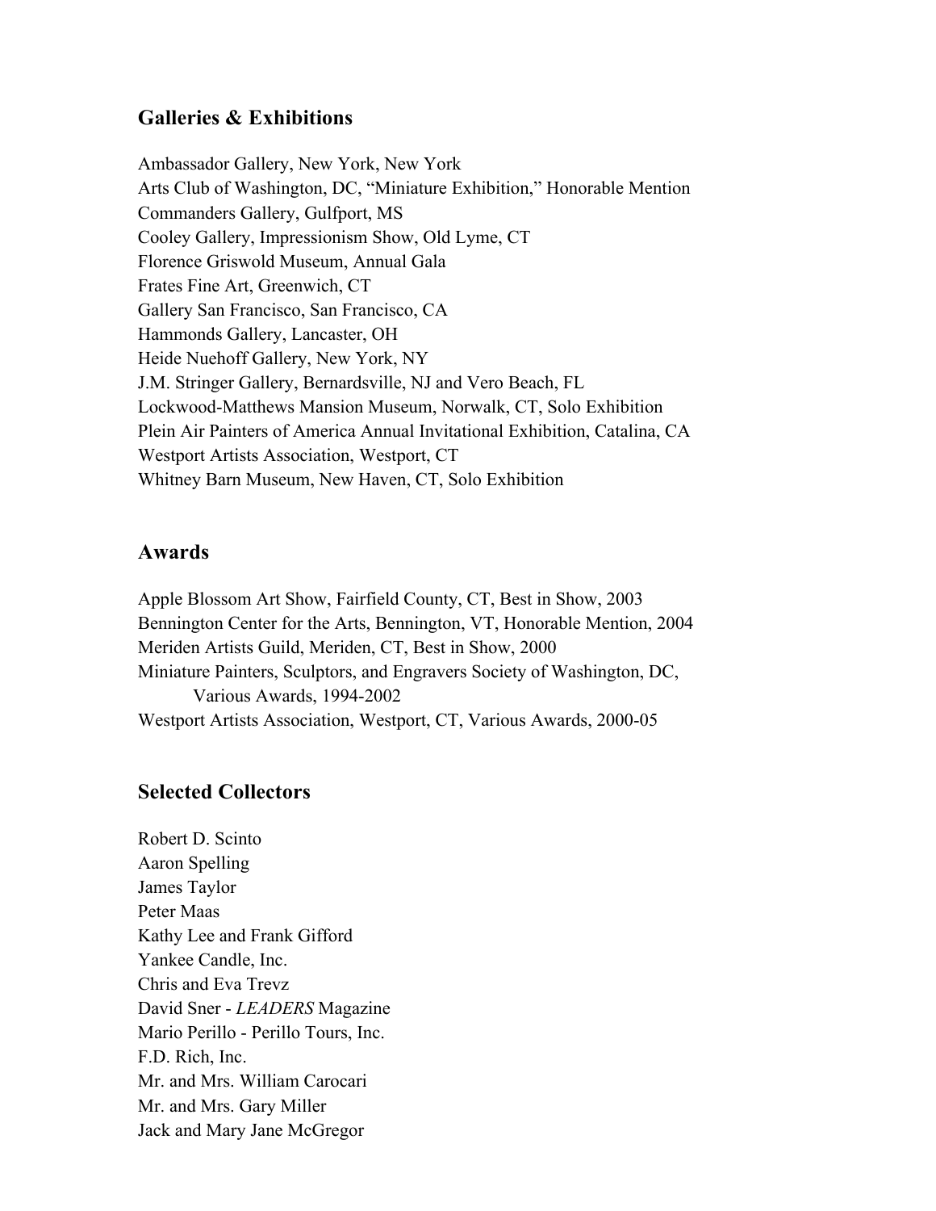## Galleries & Exhibitions

Ambassador Gallery, New York, New York
Arts Club of Washington, DC, "Miniature Exhibition," Honorable Mention
Commanders Gallery, Gulfport, MS
Cooley Gallery, Impressionism Show, Old Lyme, CT
Florence Griswold Museum, Annual Gala
Frates Fine Art, Greenwich, CT
Gallery San Francisco, San Francisco, CA
Hammonds Gallery, Lancaster, OH
Heide Nuehoff Gallery, New York, NY
J.M. Stringer Gallery, Bernardsville, NJ and Vero Beach, FL
Lockwood-Matthews Mansion Museum, Norwalk, CT, Solo Exhibition
Plein Air Painters of America Annual Invitational Exhibition, Catalina, CA
Westport Artists Association, Westport, CT
Whitney Barn Museum, New Haven, CT, Solo Exhibition

## Awards

Apple Blossom Art Show, Fairfield County, CT, Best in Show, 2003
Bennington Center for the Arts, Bennington, VT, Honorable Mention, 2004
Meriden Artists Guild, Meriden, CT, Best in Show, 2000
Miniature Painters, Sculptors, and Engravers Society of Washington, DC, Various Awards, 1994-2002
Westport Artists Association, Westport, CT, Various Awards, 2000-05

## Selected Collectors

Robert D. Scinto
Aaron Spelling
James Taylor
Peter Maas
Kathy Lee and Frank Gifford
Yankee Candle, Inc.
Chris and Eva Trevz
David Sner - *LEADERS* Magazine
Mario Perillo - Perillo Tours, Inc.
F.D. Rich, Inc.
Mr. and Mrs. William Carocari
Mr. and Mrs. Gary Miller
Jack and Mary Jane McGregor